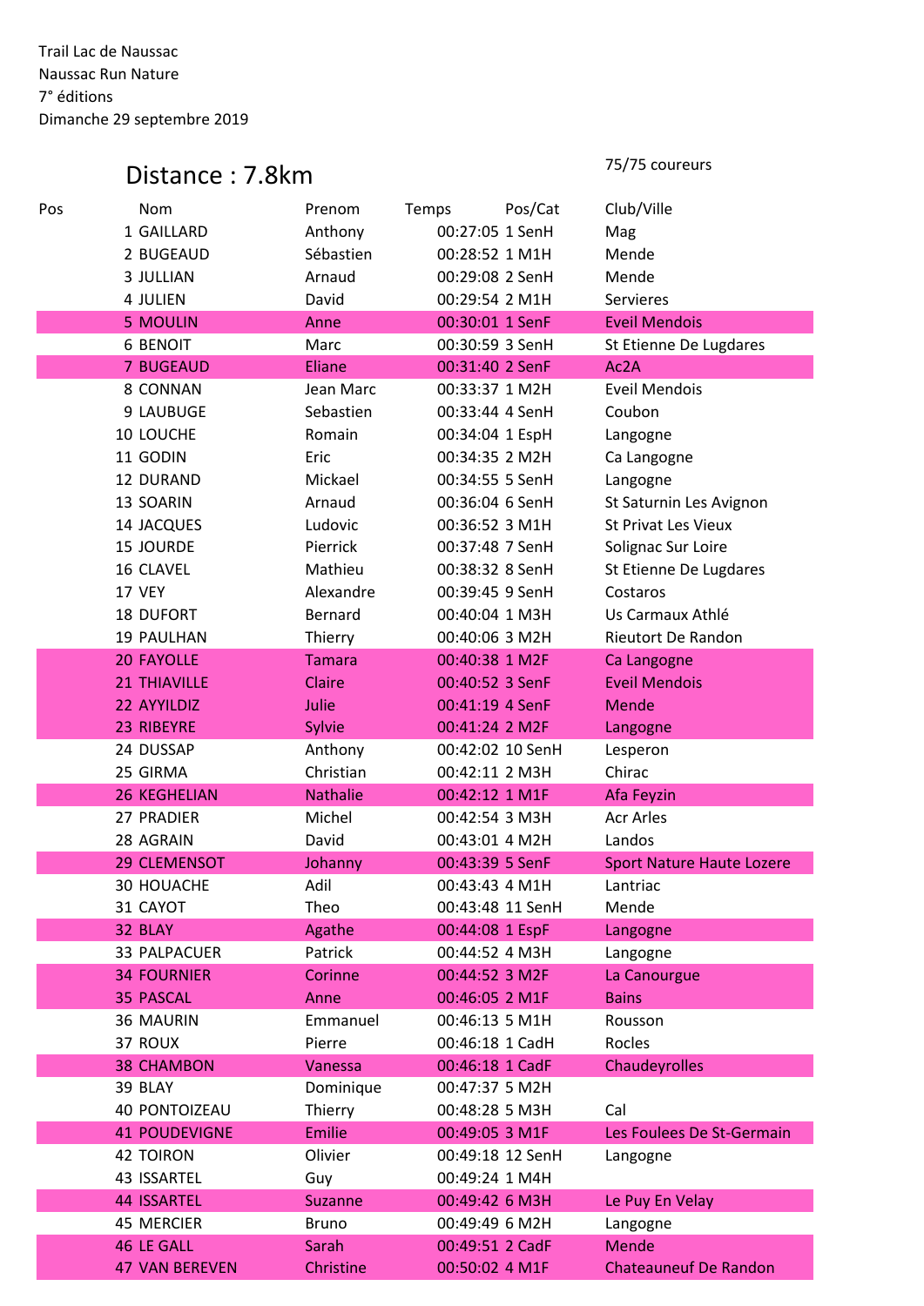Trail Lac de Naussac
Naussac Run Nature
7° éditions
Dimanche 29 septembre 2019

## Distance : 7.8km

75/75 coureurs

| Pos | Nom | Prenom | Temps | Pos/Cat | Club/Ville |
|---|---|---|---|---|---|
| 1 | GAILLARD | Anthony | 00:27:05 | 1 SenH | Mag |
| 2 | BUGEAUD | Sébastien | 00:28:52 | 1 M1H | Mende |
| 3 | JULLIAN | Arnaud | 00:29:08 | 2 SenH | Mende |
| 4 | JULIEN | David | 00:29:54 | 2 M1H | Servieres |
| 5 | MOULIN | Anne | 00:30:01 | 1 SenF | Eveil Mendois |
| 6 | BENOIT | Marc | 00:30:59 | 3 SenH | St Etienne De Lugdares |
| 7 | BUGEAUD | Eliane | 00:31:40 | 2 SenF | Ac2A |
| 8 | CONNAN | Jean Marc | 00:33:37 | 1 M2H | Eveil Mendois |
| 9 | LAUBUGE | Sebastien | 00:33:44 | 4 SenH | Coubon |
| 10 | LOUCHE | Romain | 00:34:04 | 1 EspH | Langogne |
| 11 | GODIN | Eric | 00:34:35 | 2 M2H | Ca Langogne |
| 12 | DURAND | Mickael | 00:34:55 | 5 SenH | Langogne |
| 13 | SOARIN | Arnaud | 00:36:04 | 6 SenH | St Saturnin Les Avignon |
| 14 | JACQUES | Ludovic | 00:36:52 | 3 M1H | St Privat Les Vieux |
| 15 | JOURDE | Pierrick | 00:37:48 | 7 SenH | Solignac Sur Loire |
| 16 | CLAVEL | Mathieu | 00:38:32 | 8 SenH | St Etienne De Lugdares |
| 17 | VEY | Alexandre | 00:39:45 | 9 SenH | Costaros |
| 18 | DUFORT | Bernard | 00:40:04 | 1 M3H | Us Carmaux Athlé |
| 19 | PAULHAN | Thierry | 00:40:06 | 3 M2H | Rieutort De Randon |
| 20 | FAYOLLE | Tamara | 00:40:38 | 1 M2F | Ca Langogne |
| 21 | THIAVILLE | Claire | 00:40:52 | 3 SenF | Eveil Mendois |
| 22 | AYYILDIZ | Julie | 00:41:19 | 4 SenF | Mende |
| 23 | RIBEYRE | Sylvie | 00:41:24 | 2 M2F | Langogne |
| 24 | DUSSAP | Anthony | 00:42:02 | 10 SenH | Lesperon |
| 25 | GIRMA | Christian | 00:42:11 | 2 M3H | Chirac |
| 26 | KEGHELIAN | Nathalie | 00:42:12 | 1 M1F | Afa Feyzin |
| 27 | PRADIER | Michel | 00:42:54 | 3 M3H | Acr Arles |
| 28 | AGRAIN | David | 00:43:01 | 4 M2H | Landos |
| 29 | CLEMENSOT | Johanny | 00:43:39 | 5 SenF | Sport Nature Haute Lozere |
| 30 | HOUACHE | Adil | 00:43:43 | 4 M1H | Lantriac |
| 31 | CAYOT | Theo | 00:43:48 | 11 SenH | Mende |
| 32 | BLAY | Agathe | 00:44:08 | 1 EspF | Langogne |
| 33 | PALPACUER | Patrick | 00:44:52 | 4 M3H | Langogne |
| 34 | FOURNIER | Corinne | 00:44:52 | 3 M2F | La Canourgue |
| 35 | PASCAL | Anne | 00:46:05 | 2 M1F | Bains |
| 36 | MAURIN | Emmanuel | 00:46:13 | 5 M1H | Rousson |
| 37 | ROUX | Pierre | 00:46:18 | 1 CadH | Rocles |
| 38 | CHAMBON | Vanessa | 00:46:18 | 1 CadF | Chaudeyrolles |
| 39 | BLAY | Dominique | 00:47:37 | 5 M2H | |
| 40 | PONTOIZEAU | Thierry | 00:48:28 | 5 M3H | Cal |
| 41 | POUDEVIGNE | Emilie | 00:49:05 | 3 M1F | Les Foulees De St-Germain |
| 42 | TOIRON | Olivier | 00:49:18 | 12 SenH | Langogne |
| 43 | ISSARTEL | Guy | 00:49:24 | 1 M4H | |
| 44 | ISSARTEL | Suzanne | 00:49:42 | 6 M3H | Le Puy En Velay |
| 45 | MERCIER | Bruno | 00:49:49 | 6 M2H | Langogne |
| 46 | LE GALL | Sarah | 00:49:51 | 2 CadF | Mende |
| 47 | VAN BEREVEN | Christine | 00:50:02 | 4 M1F | Chateauneuf De Randon |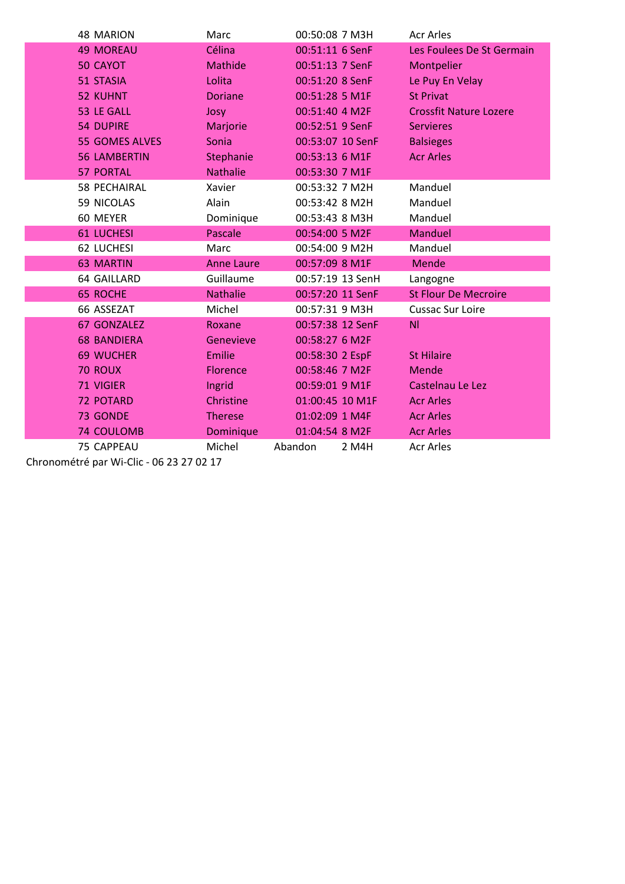| | | | | | | |
|---|---|---|---|---|---|---|
| 48 | MARION | Marc | 00:50:08 | 7 | M3H | Acr Arles |
| 49 | MOREAU | Célina | 00:51:11 | 6 | SenF | Les Foulees De St Germain |
| 50 | CAYOT | Mathide | 00:51:13 | 7 | SenF | Montpelier |
| 51 | STASIA | Lolita | 00:51:20 | 8 | SenF | Le Puy En Velay |
| 52 | KUHNT | Doriane | 00:51:28 | 5 | M1F | St Privat |
| 53 | LE GALL | Josy | 00:51:40 | 4 | M2F | Crossfit Nature Lozere |
| 54 | DUPIRE | Marjorie | 00:52:51 | 9 | SenF | Servieres |
| 55 | GOMES ALVES | Sonia | 00:53:07 | 10 | SenF | Balsieges |
| 56 | LAMBERTIN | Stephanie | 00:53:13 | 6 | M1F | Acr Arles |
| 57 | PORTAL | Nathalie | 00:53:30 | 7 | M1F | |
| 58 | PECHAIRAL | Xavier | 00:53:32 | 7 | M2H | Manduel |
| 59 | NICOLAS | Alain | 00:53:42 | 8 | M2H | Manduel |
| 60 | MEYER | Dominique | 00:53:43 | 8 | M3H | Manduel |
| 61 | LUCHESI | Pascale | 00:54:00 | 5 | M2F | Manduel |
| 62 | LUCHESI | Marc | 00:54:00 | 9 | M2H | Manduel |
| 63 | MARTIN | Anne Laure | 00:57:09 | 8 | M1F | Mende |
| 64 | GAILLARD | Guillaume | 00:57:19 | 13 | SenH | Langogne |
| 65 | ROCHE | Nathalie | 00:57:20 | 11 | SenF | St Flour De Mecroire |
| 66 | ASSEZAT | Michel | 00:57:31 | 9 | M3H | Cussac Sur Loire |
| 67 | GONZALEZ | Roxane | 00:57:38 | 12 | SenF | Nl |
| 68 | BANDIERA | Genevieve | 00:58:27 | 6 | M2F | |
| 69 | WUCHER | Emilie | 00:58:30 | 2 | EspF | St Hilaire |
| 70 | ROUX | Florence | 00:58:46 | 7 | M2F | Mende |
| 71 | VIGIER | Ingrid | 00:59:01 | 9 | M1F | Castelnau Le Lez |
| 72 | POTARD | Christine | 01:00:45 | 10 | M1F | Acr Arles |
| 73 | GONDE | Therese | 01:02:09 | 1 | M4F | Acr Arles |
| 74 | COULOMB | Dominique | 01:04:54 | 8 | M2F | Acr Arles |
| 75 | CAPPEAU | Michel | Abandon | 2 | M4H | Acr Arles |

Chronométré par Wi-Clic - 06 23 27 02 17